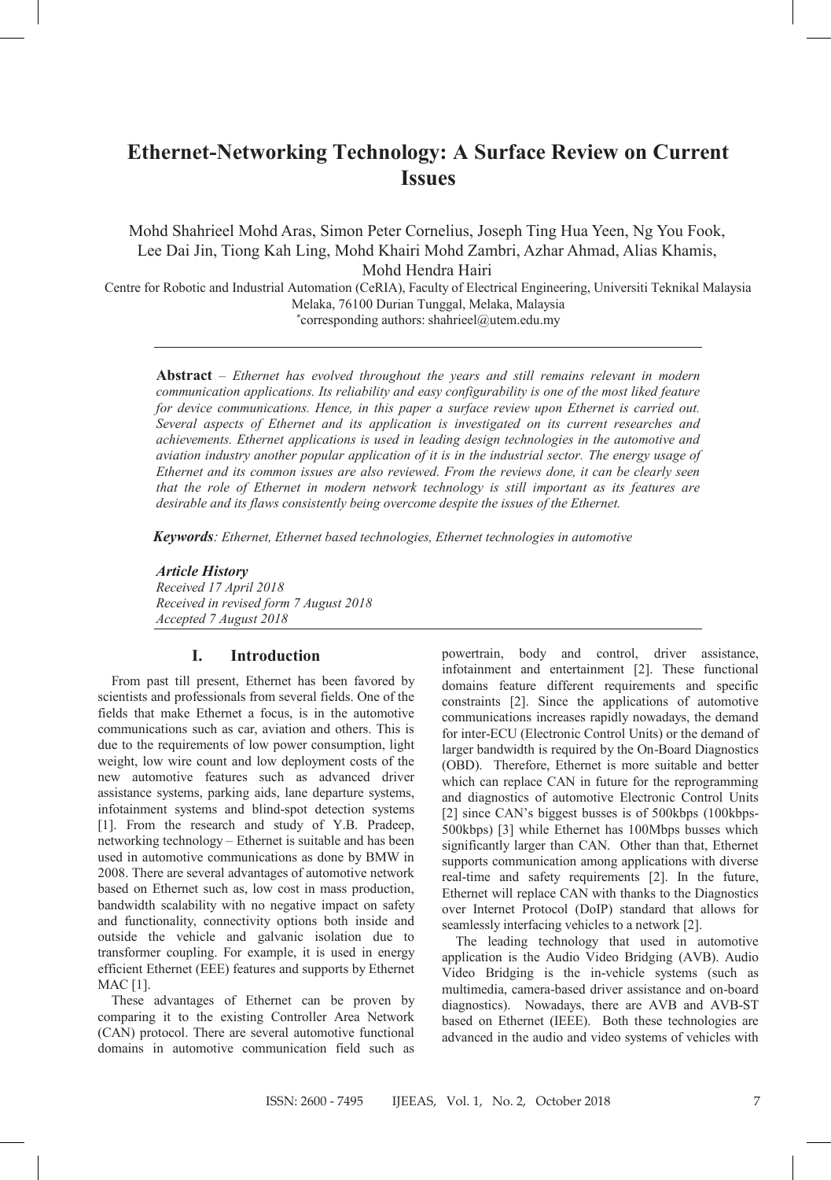# Ethernet-Networking Technology: A Surface Review on Current Issues

Mohd Shahrieel Mohd Aras, Simon Peter Cornelius, Joseph Ting Hua Yeen, Ng You Fook, Lee Dai Jin, Tiong Kah Ling, Mohd Khairi Mohd Zambri, Azhar Ahmad, Alias Khamis, Mohd Hendra Hairi

Centre for Robotic and Industrial Automation (CeRIA), Faculty of Electrical Engineering, Universiti Teknikal Malaysia Melaka, 76100 Durian Tunggal, Melaka, Malaysia

*corresponding authors: shahrieel@utem.edu.my

**Abstract** – *Ethernet has evolved throughout the years and still remains relevant in modern communication applications. Its reliability and easy configurability is one of the most liked feature for device communications. Hence, in this paper a surface review upon Ethernet is carried out. Several aspects of Ethernet and its application is investigated on its current researches and achievements. Ethernet applications is used in leading design technologies in the automotive and aviation industry another popular application of it is in the industrial sector. The energy usage of Ethernet and its common issues are also reviewed. From the reviews done, it can be clearly seen that the role of Ethernet in modern network technology is still important as its features are desirable and its flaws consistently being overcome despite the issues of the Ethernet.*

***Keywords****: Ethernet, Ethernet based technologies, Ethernet technologies in automotive*

***Article History***
*Received 17 April 2018*
*Received in revised form 7 August 2018*
*Accepted 7 August 2018*

## I. Introduction

From past till present, Ethernet has been favored by scientists and professionals from several fields. One of the fields that make Ethernet a focus, is in the automotive communications such as car, aviation and others. This is due to the requirements of low power consumption, light weight, low wire count and low deployment costs of the new automotive features such as advanced driver assistance systems, parking aids, lane departure systems, infotainment systems and blind-spot detection systems [1]. From the research and study of Y.B. Pradeep, networking technology – Ethernet is suitable and has been used in automotive communications as done by BMW in 2008. There are several advantages of automotive network based on Ethernet such as, low cost in mass production, bandwidth scalability with no negative impact on safety and functionality, connectivity options both inside and outside the vehicle and galvanic isolation due to transformer coupling. For example, it is used in energy efficient Ethernet (EEE) features and supports by Ethernet MAC [1].

These advantages of Ethernet can be proven by comparing it to the existing Controller Area Network (CAN) protocol. There are several automotive functional domains in automotive communication field such as powertrain, body and control, driver assistance, infotainment and entertainment [2]. These functional domains feature different requirements and specific constraints [2]. Since the applications of automotive communications increases rapidly nowadays, the demand for inter-ECU (Electronic Control Units) or the demand of larger bandwidth is required by the On-Board Diagnostics (OBD). Therefore, Ethernet is more suitable and better which can replace CAN in future for the reprogramming and diagnostics of automotive Electronic Control Units [2] since CAN's biggest busses is of 500kbps (100kbps-500kbps) [3] while Ethernet has 100Mbps busses which significantly larger than CAN. Other than that, Ethernet supports communication among applications with diverse real-time and safety requirements [2]. In the future, Ethernet will replace CAN with thanks to the Diagnostics over Internet Protocol (DoIP) standard that allows for seamlessly interfacing vehicles to a network [2].

The leading technology that used in automotive application is the Audio Video Bridging (AVB). Audio Video Bridging is the in-vehicle systems (such as multimedia, camera-based driver assistance and on-board diagnostics). Nowadays, there are AVB and AVB-ST based on Ethernet (IEEE). Both these technologies are advanced in the audio and video systems of vehicles with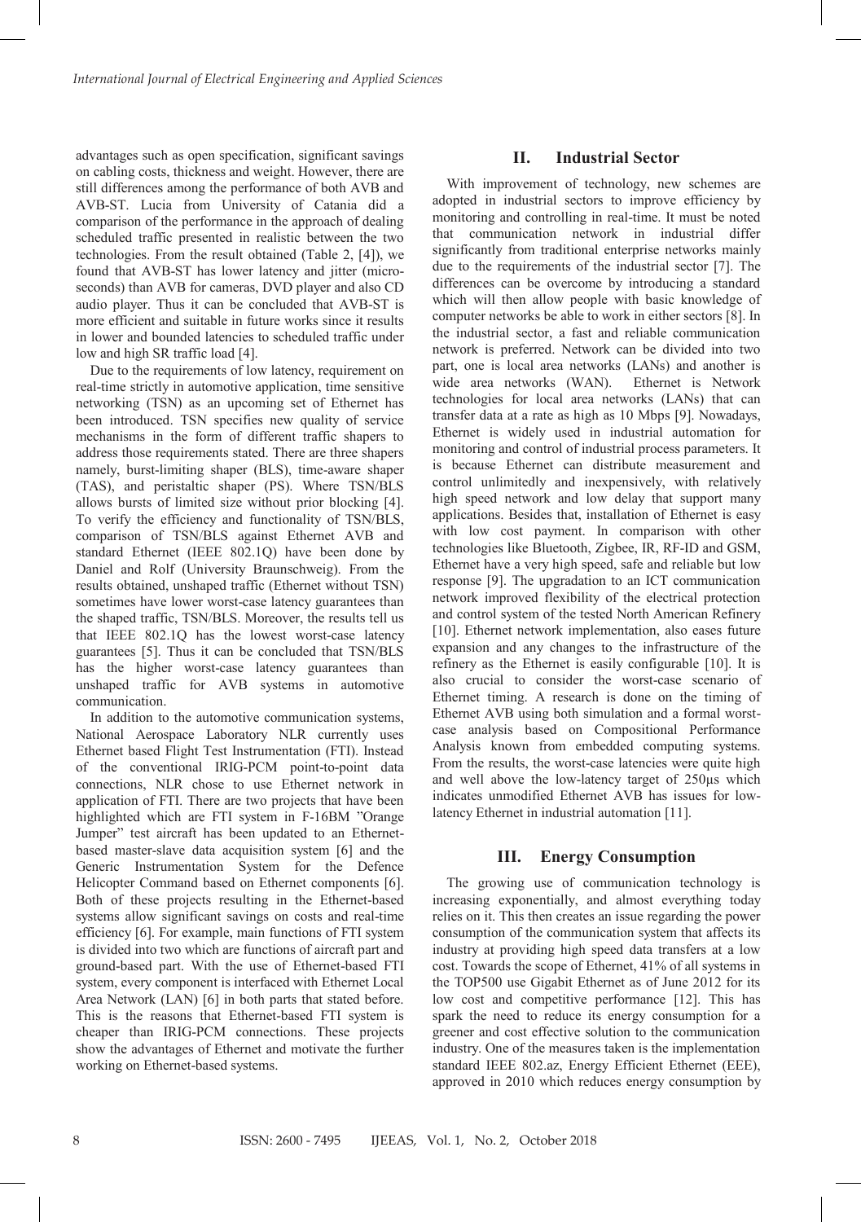advantages such as open specification, significant savings on cabling costs, thickness and weight. However, there are still differences among the performance of both AVB and AVB-ST. Lucia from University of Catania did a comparison of the performance in the approach of dealing scheduled traffic presented in realistic between the two technologies. From the result obtained (Table 2, [4]), we found that AVB-ST has lower latency and jitter (micro-seconds) than AVB for cameras, DVD player and also CD audio player. Thus it can be concluded that AVB-ST is more efficient and suitable in future works since it results in lower and bounded latencies to scheduled traffic under low and high SR traffic load [4].

Due to the requirements of low latency, requirement on real-time strictly in automotive application, time sensitive networking (TSN) as an upcoming set of Ethernet has been introduced. TSN specifies new quality of service mechanisms in the form of different traffic shapers to address those requirements stated. There are three shapers namely, burst-limiting shaper (BLS), time-aware shaper (TAS), and peristaltic shaper (PS). Where TSN/BLS allows bursts of limited size without prior blocking [4]. To verify the efficiency and functionality of TSN/BLS, comparison of TSN/BLS against Ethernet AVB and standard Ethernet (IEEE 802.1Q) have been done by Daniel and Rolf (University Braunschweig). From the results obtained, unshaped traffic (Ethernet without TSN) sometimes have lower worst-case latency guarantees than the shaped traffic, TSN/BLS. Moreover, the results tell us that IEEE 802.1Q has the lowest worst-case latency guarantees [5]. Thus it can be concluded that TSN/BLS has the higher worst-case latency guarantees than unshaped traffic for AVB systems in automotive communication.

In addition to the automotive communication systems, National Aerospace Laboratory NLR currently uses Ethernet based Flight Test Instrumentation (FTI). Instead of the conventional IRIG-PCM point-to-point data connections, NLR chose to use Ethernet network in application of FTI. There are two projects that have been highlighted which are FTI system in F-16BM "Orange Jumper" test aircraft has been updated to an Ethernet-based master-slave data acquisition system [6] and the Generic Instrumentation System for the Defence Helicopter Command based on Ethernet components [6]. Both of these projects resulting in the Ethernet-based systems allow significant savings on costs and real-time efficiency [6]. For example, main functions of FTI system is divided into two which are functions of aircraft part and ground-based part. With the use of Ethernet-based FTI system, every component is interfaced with Ethernet Local Area Network (LAN) [6] in both parts that stated before. This is the reasons that Ethernet-based FTI system is cheaper than IRIG-PCM connections. These projects show the advantages of Ethernet and motivate the further working on Ethernet-based systems.

## II. Industrial Sector

With improvement of technology, new schemes are adopted in industrial sectors to improve efficiency by monitoring and controlling in real-time. It must be noted that communication network in industrial differ significantly from traditional enterprise networks mainly due to the requirements of the industrial sector [7]. The differences can be overcome by introducing a standard which will then allow people with basic knowledge of computer networks be able to work in either sectors [8]. In the industrial sector, a fast and reliable communication network is preferred. Network can be divided into two part, one is local area networks (LANs) and another is wide area networks (WAN). Ethernet is Network technologies for local area networks (LANs) that can transfer data at a rate as high as 10 Mbps [9]. Nowadays, Ethernet is widely used in industrial automation for monitoring and control of industrial process parameters. It is because Ethernet can distribute measurement and control unlimitedly and inexpensively, with relatively high speed network and low delay that support many applications. Besides that, installation of Ethernet is easy with low cost payment. In comparison with other technologies like Bluetooth, Zigbee, IR, RF-ID and GSM, Ethernet have a very high speed, safe and reliable but low response [9]. The upgradation to an ICT communication network improved flexibility of the electrical protection and control system of the tested North American Refinery [10]. Ethernet network implementation, also eases future expansion and any changes to the infrastructure of the refinery as the Ethernet is easily configurable [10]. It is also crucial to consider the worst-case scenario of Ethernet timing. A research is done on the timing of Ethernet AVB using both simulation and a formal worst-case analysis based on Compositional Performance Analysis known from embedded computing systems. From the results, the worst-case latencies were quite high and well above the low-latency target of 250µs which indicates unmodified Ethernet AVB has issues for low-latency Ethernet in industrial automation [11].

## III. Energy Consumption

The growing use of communication technology is increasing exponentially, and almost everything today relies on it. This then creates an issue regarding the power consumption of the communication system that affects its industry at providing high speed data transfers at a low cost. Towards the scope of Ethernet, 41% of all systems in the TOP500 use Gigabit Ethernet as of June 2012 for its low cost and competitive performance [12]. This has spark the need to reduce its energy consumption for a greener and cost effective solution to the communication industry. One of the measures taken is the implementation standard IEEE 802.az, Energy Efficient Ethernet (EEE), approved in 2010 which reduces energy consumption by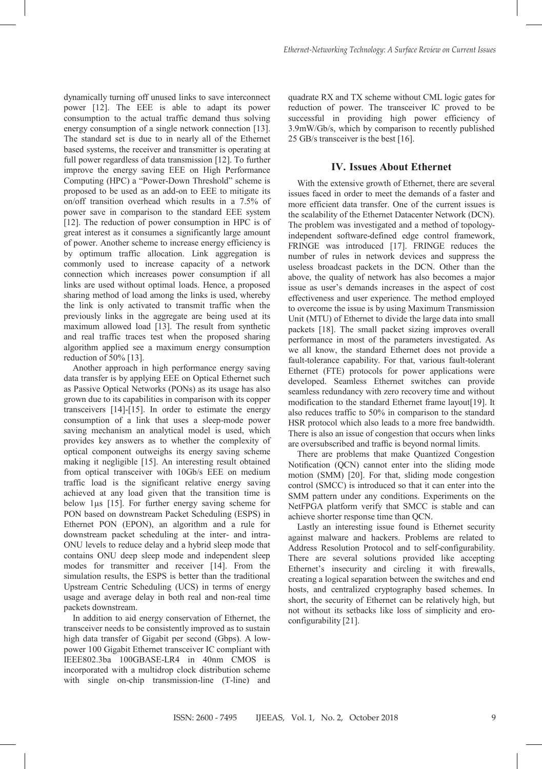dynamically turning off unused links to save interconnect power [12]. The EEE is able to adapt its power consumption to the actual traffic demand and thus solving energy consumption of a single network connection [13]. The standard set is due to in nearly all of the Ethernet based systems, the receiver and transmitter is operating at full power regardless of data transmission [12]. To further improve the energy saving EEE on High Performance Computing (HPC) a "Power-Down Threshold" scheme is proposed to be used as an add-on to EEE to mitigate its on/off transition overhead which results in a 7.5% of power save in comparison to the standard EEE system [12]. The reduction of power consumption in HPC is of great interest as it consumes a significantly large amount of power. Another scheme to increase energy efficiency is by optimum traffic allocation. Link aggregation is commonly used to increase capacity of a network connection which increases power consumption if all links are used without optimal loads. Hence, a proposed sharing method of load among the links is used, whereby the link is only activated to transmit traffic when the previously links in the aggregate are being used at its maximum allowed load [13]. The result from synthetic and real traffic traces test when the proposed sharing algorithm applied see a maximum energy consumption reduction of 50% [13].

Another approach in high performance energy saving data transfer is by applying EEE on Optical Ethernet such as Passive Optical Networks (PONs) as its usage has also grown due to its capabilities in comparison with its copper transceivers [14]-[15]. In order to estimate the energy consumption of a link that uses a sleep-mode power saving mechanism an analytical model is used, which provides key answers as to whether the complexity of optical component outweighs its energy saving scheme making it negligible [15]. An interesting result obtained from optical transceiver with 10Gb/s EEE on medium traffic load is the significant relative energy saving achieved at any load given that the transition time is below 1μs [15]. For further energy saving scheme for PON based on downstream Packet Scheduling (ESPS) in Ethernet PON (EPON), an algorithm and a rule for downstream packet scheduling at the inter- and intra-ONU levels to reduce delay and a hybrid sleep mode that contains ONU deep sleep mode and independent sleep modes for transmitter and receiver [14]. From the simulation results, the ESPS is better than the traditional Upstream Centric Scheduling (UCS) in terms of energy usage and average delay in both real and non-real time packets downstream.

In addition to aid energy conservation of Ethernet, the transceiver needs to be consistently improved as to sustain high data transfer of Gigabit per second (Gbps). A low-power 100 Gigabit Ethernet transceiver IC compliant with IEEE802.3ba 100GBASE-LR4 in 40nm CMOS is incorporated with a multidrop clock distribution scheme with single on-chip transmission-line (T-line) and quadrate RX and TX scheme without CML logic gates for reduction of power. The transceiver IC proved to be successful in providing high power efficiency of 3.9mW/Gb/s, which by comparison to recently published 25 GB/s transceiver is the best [16].

## IV. Issues About Ethernet

With the extensive growth of Ethernet, there are several issues faced in order to meet the demands of a faster and more efficient data transfer. One of the current issues is the scalability of the Ethernet Datacenter Network (DCN). The problem was investigated and a method of topology-independent software-defined edge control framework, FRINGE was introduced [17]. FRINGE reduces the number of rules in network devices and suppress the useless broadcast packets in the DCN. Other than the above, the quality of network has also becomes a major issue as user's demands increases in the aspect of cost effectiveness and user experience. The method employed to overcome the issue is by using Maximum Transmission Unit (MTU) of Ethernet to divide the large data into small packets [18]. The small packet sizing improves overall performance in most of the parameters investigated. As we all know, the standard Ethernet does not provide a fault-tolerance capability. For that, various fault-tolerant Ethernet (FTE) protocols for power applications were developed. Seamless Ethernet switches can provide seamless redundancy with zero recovery time and without modification to the standard Ethernet frame layout[19]. It also reduces traffic to 50% in comparison to the standard HSR protocol which also leads to a more free bandwidth. There is also an issue of congestion that occurs when links are oversubscribed and traffic is beyond normal limits.

There are problems that make Quantized Congestion Notification (QCN) cannot enter into the sliding mode motion (SMM) [20]. For that, sliding mode congestion control (SMCC) is introduced so that it can enter into the SMM pattern under any conditions. Experiments on the NetFPGA platform verify that SMCC is stable and can achieve shorter response time than QCN.

Lastly an interesting issue found is Ethernet security against malware and hackers. Problems are related to Address Resolution Protocol and to self-configurability. There are several solutions provided like accepting Ethernet's insecurity and circling it with firewalls, creating a logical separation between the switches and end hosts, and centralized cryptography based schemes. In short, the security of Ethernet can be relatively high, but not without its setbacks like loss of simplicity and ero-configurability [21].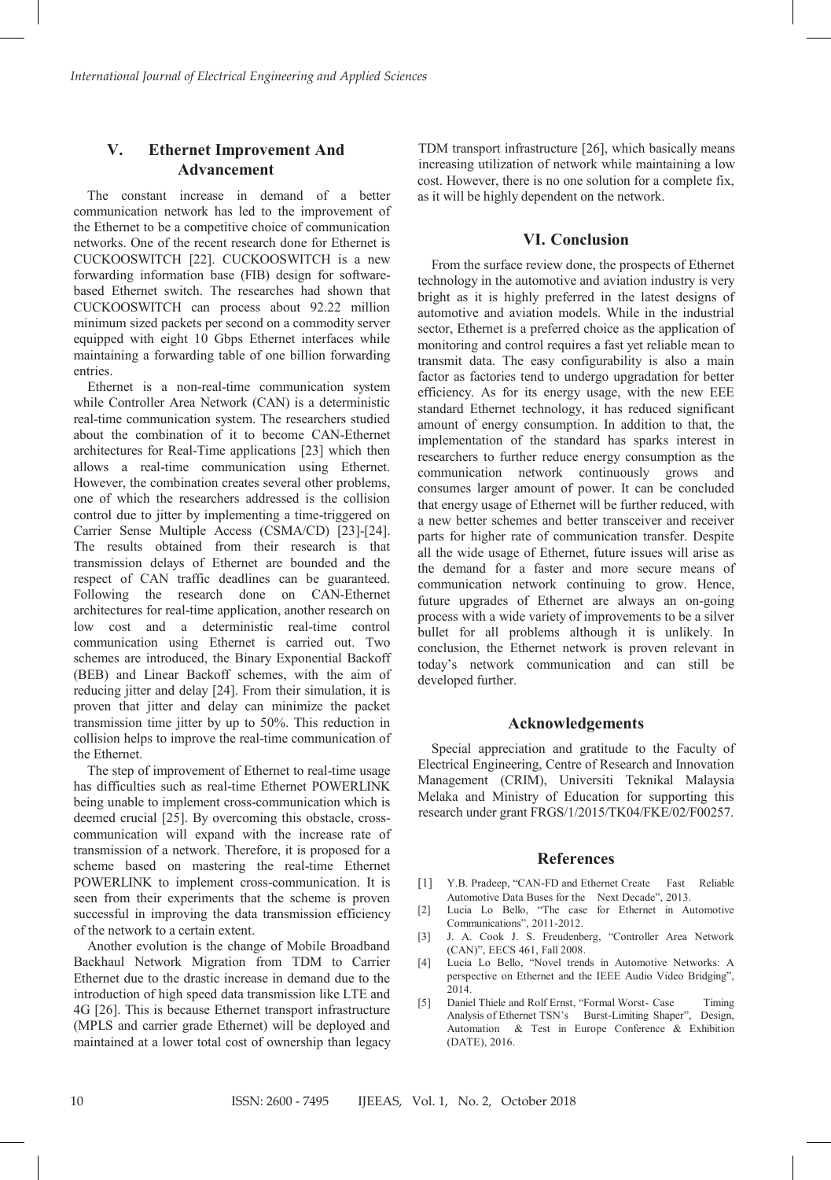## V. Ethernet Improvement And Advancement

The constant increase in demand of a better communication network has led to the improvement of the Ethernet to be a competitive choice of communication networks. One of the recent research done for Ethernet is CUCKOOSWITCH [22]. CUCKOOSWITCH is a new forwarding information base (FIB) design for software-based Ethernet switch. The researches had shown that CUCKOOSWITCH can process about 92.22 million minimum sized packets per second on a commodity server equipped with eight 10 Gbps Ethernet interfaces while maintaining a forwarding table of one billion forwarding entries.

Ethernet is a non-real-time communication system while Controller Area Network (CAN) is a deterministic real-time communication system. The researchers studied about the combination of it to become CAN-Ethernet architectures for Real-Time applications [23] which then allows a real-time communication using Ethernet. However, the combination creates several other problems, one of which the researchers addressed is the collision control due to jitter by implementing a time-triggered on Carrier Sense Multiple Access (CSMA/CD) [23]-[24]. The results obtained from their research is that transmission delays of Ethernet are bounded and the respect of CAN traffic deadlines can be guaranteed. Following the research done on CAN-Ethernet architectures for real-time application, another research on low cost and a deterministic real-time control communication using Ethernet is carried out. Two schemes are introduced, the Binary Exponential Backoff (BEB) and Linear Backoff schemes, with the aim of reducing jitter and delay [24]. From their simulation, it is proven that jitter and delay can minimize the packet transmission time jitter by up to 50%. This reduction in collision helps to improve the real-time communication of the Ethernet.

The step of improvement of Ethernet to real-time usage has difficulties such as real-time Ethernet POWERLINK being unable to implement cross-communication which is deemed crucial [25]. By overcoming this obstacle, cross-communication will expand with the increase rate of transmission of a network. Therefore, it is proposed for a scheme based on mastering the real-time Ethernet POWERLINK to implement cross-communication. It is seen from their experiments that the scheme is proven successful in improving the data transmission efficiency of the network to a certain extent.

Another evolution is the change of Mobile Broadband Backhaul Network Migration from TDM to Carrier Ethernet due to the drastic increase in demand due to the introduction of high speed data transmission like LTE and 4G [26]. This is because Ethernet transport infrastructure (MPLS and carrier grade Ethernet) will be deployed and maintained at a lower total cost of ownership than legacy TDM transport infrastructure [26], which basically means increasing utilization of network while maintaining a low cost. However, there is no one solution for a complete fix, as it will be highly dependent on the network.

## VI. Conclusion

From the surface review done, the prospects of Ethernet technology in the automotive and aviation industry is very bright as it is highly preferred in the latest designs of automotive and aviation models. While in the industrial sector, Ethernet is a preferred choice as the application of monitoring and control requires a fast yet reliable mean to transmit data. The easy configurability is also a main factor as factories tend to undergo upgradation for better efficiency. As for its energy usage, with the new EEE standard Ethernet technology, it has reduced significant amount of energy consumption. In addition to that, the implementation of the standard has sparks interest in researchers to further reduce energy consumption as the communication network continuously grows and consumes larger amount of power. It can be concluded that energy usage of Ethernet will be further reduced, with a new better schemes and better transceiver and receiver parts for higher rate of communication transfer. Despite all the wide usage of Ethernet, future issues will arise as the demand for a faster and more secure means of communication network continuing to grow. Hence, future upgrades of Ethernet are always an on-going process with a wide variety of improvements to be a silver bullet for all problems although it is unlikely. In conclusion, the Ethernet network is proven relevant in today's network communication and can still be developed further.

## Acknowledgements

Special appreciation and gratitude to the Faculty of Electrical Engineering, Centre of Research and Innovation Management (CRIM), Universiti Teknikal Malaysia Melaka and Ministry of Education for supporting this research under grant FRGS/1/2015/TK04/FKE/02/F00257.

## References

[1] Y.B. Pradeep, "CAN-FD and Ethernet Create Fast Reliable Automotive Data Buses for the Next Decade", 2013.

[2] Lucia Lo Bello, "The case for Ethernet in Automotive Communications", 2011-2012.

[3] J. A. Cook J. S. Freudenberg, "Controller Area Network (CAN)", EECS 461, Fall 2008.

[4] Lucia Lo Bello, "Novel trends in Automotive Networks: A perspective on Ethernet and the IEEE Audio Video Bridging", 2014.

[5] Daniel Thiele and Rolf Ernst, "Formal Worst- Case Timing Analysis of Ethernet TSN's Burst-Limiting Shaper", Design, Automation & Test in Europe Conference & Exhibition (DATE), 2016.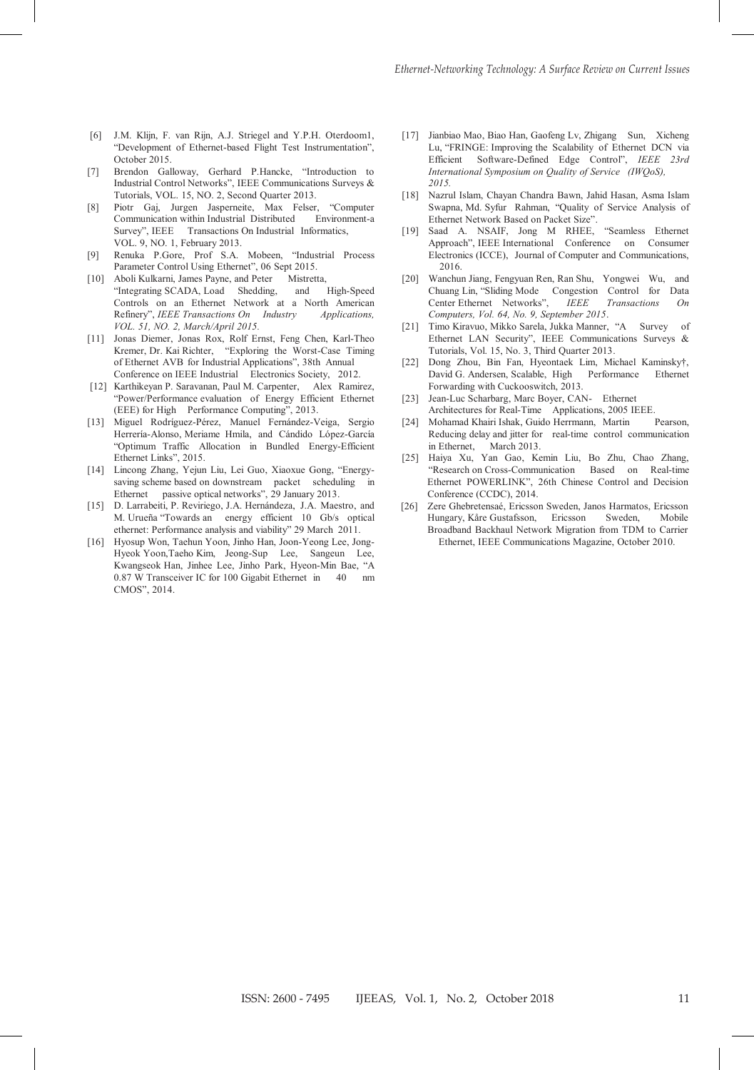[6] J.M. Klijn, F. van Rijn, A.J. Striegel and Y.P.H. Oterdoom1, "Development of Ethernet-based Flight Test Instrumentation", October 2015.

[7] Brendon Galloway, Gerhard P.Hancke, "Introduction to Industrial Control Networks", IEEE Communications Surveys & Tutorials, VOL. 15, NO. 2, Second Quarter 2013.

[8] Piotr Gaj, Jurgen Jasperneite, Max Felser, "Computer Communication within Industrial Distributed Environment-a Survey", IEEE Transactions On Industrial Informatics, VOL. 9, NO. 1, February 2013.

[9] Renuka P.Gore, Prof S.A. Mobeen, "Industrial Process Parameter Control Using Ethernet", 06 Sept 2015.

[10] Aboli Kulkarni, James Payne, and Peter Mistretta, "Integrating SCADA, Load Shedding, and High-Speed Controls on an Ethernet Network at a North American Refinery", *IEEE Transactions On Industry Applications, VOL. 51, NO. 2, March/April 2015.*

[11] Jonas Diemer, Jonas Rox, Rolf Ernst, Feng Chen, Karl-Theo Kremer, Dr. Kai Richter, "Exploring the Worst-Case Timing of Ethernet AVB for Industrial Applications", 38th Annual Conference on IEEE Industrial Electronics Society, 2012.

[12] Karthikeyan P. Saravanan, Paul M. Carpenter, Alex Ramirez, "Power/Performance evaluation of Energy Efficient Ethernet (EEE) for High Performance Computing", 2013.

[13] Miguel Rodríguez-Pérez, Manuel Fernández-Veiga, Sergio Herrería-Alonso, Meriame Hmila, and Cándido López-García "Optimum Traffic Allocation in Bundled Energy-Efficient Ethernet Links", 2015.

[14] Lincong Zhang, Yejun Liu, Lei Guo, Xiaoxue Gong, "Energy-saving scheme based on downstream packet scheduling in Ethernet passive optical networks", 29 January 2013.

[15] D. Larrabeiti, P. Reviriego, J.A. Hernándeza, J.A. Maestro, and M. Urueña "Towards an energy efficient 10 Gb/s optical ethernet: Performance analysis and viability" 29 March 2011.

[16] Hyosup Won, Taehun Yoon, Jinho Han, Joon-Yeong Lee, Jong-Hyeok Yoon,Taeho Kim, Jeong-Sup Lee, Sangeun Lee, Kwangseok Han, Jinhee Lee, Jinho Park, Hyeon-Min Bae, "A 0.87 W Transceiver IC for 100 Gigabit Ethernet in 40 nm CMOS", 2014.

[17] Jianbiao Mao, Biao Han, Gaofeng Lv, Zhigang Sun, Xicheng Lu, "FRINGE: Improving the Scalability of Ethernet DCN via Efficient Software-Defined Edge Control", *IEEE 23rd International Symposium on Quality of Service (IWQoS), 2015.*

[18] Nazrul Islam, Chayan Chandra Bawn, Jahid Hasan, Asma Islam Swapna, Md. Syfur Rahman, "Quality of Service Analysis of Ethernet Network Based on Packet Size".

[19] Saad A. NSAIF, Jong M RHEE, "Seamless Ethernet Approach", IEEE International Conference on Consumer Electronics (ICCE), Journal of Computer and Communications, 2016.

[20] Wanchun Jiang, Fengyuan Ren, Ran Shu, Yongwei Wu, and Chuang Lin, "Sliding Mode Congestion Control for Data Center Ethernet Networks", *IEEE Transactions On Computers, Vol. 64, No. 9, September 2015*.

[21] Timo Kiravuo, Mikko Sarela, Jukka Manner, "A Survey of Ethernet LAN Security", IEEE Communications Surveys & Tutorials, Vol. 15, No. 3, Third Quarter 2013.

[22] Dong Zhou, Bin Fan, Hyeontaek Lim, Michael Kaminsky†, David G. Andersen, Scalable, High Performance Ethernet Forwarding with Cuckooswitch, 2013.

[23] Jean-Luc Scharbarg, Marc Boyer, CAN- Ethernet Architectures for Real-Time Applications, 2005 IEEE.

[24] Mohamad Khairi Ishak, Guido Herrmann, Martin Pearson, Reducing delay and jitter for real-time control communication in Ethernet, March 2013.

[25] Haiya Xu, Yan Gao, Kemin Liu, Bo Zhu, Chao Zhang, "Research on Cross-Communication Based on Real-time Ethernet POWERLINK", 26th Chinese Control and Decision Conference (CCDC), 2014.

[26] Zere Ghebretensaé, Ericsson Sweden, Janos Harmatos, Ericsson Hungary, Kåre Gustafsson, Ericsson Sweden, Mobile Broadband Backhaul Network Migration from TDM to Carrier Ethernet, IEEE Communications Magazine, October 2010.